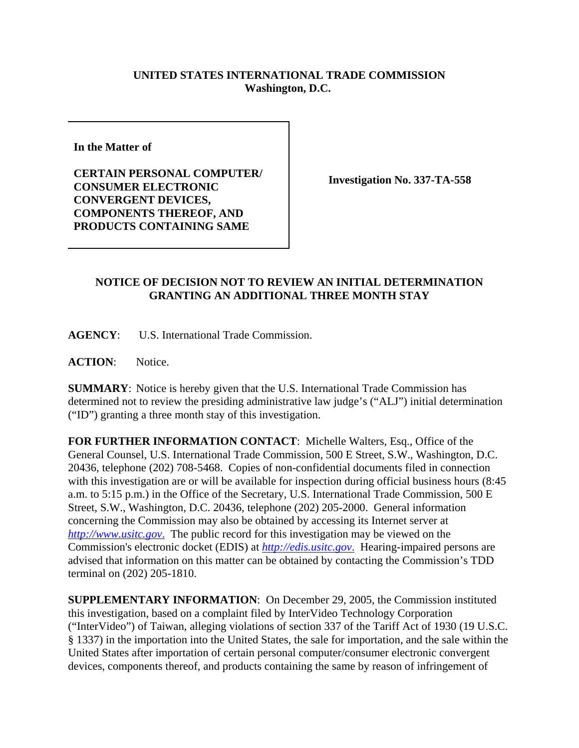**UNITED STATES INTERNATIONAL TRADE COMMISSION**
**Washington, D.C.**

**In the Matter of**

**CERTAIN PERSONAL COMPUTER/ CONSUMER ELECTRONIC CONVERGENT DEVICES, COMPONENTS THEREOF, AND PRODUCTS CONTAINING SAME**

**Investigation No. 337-TA-558**

**NOTICE OF DECISION NOT TO REVIEW AN INITIAL DETERMINATION GRANTING AN ADDITIONAL THREE MONTH STAY**

**AGENCY**: U.S. International Trade Commission.

**ACTION**: Notice.

**SUMMARY**: Notice is hereby given that the U.S. International Trade Commission has determined not to review the presiding administrative law judge's ("ALJ") initial determination ("ID") granting a three month stay of this investigation.

**FOR FURTHER INFORMATION CONTACT**: Michelle Walters, Esq., Office of the General Counsel, U.S. International Trade Commission, 500 E Street, S.W., Washington, D.C. 20436, telephone (202) 708-5468. Copies of non-confidential documents filed in connection with this investigation are or will be available for inspection during official business hours (8:45 a.m. to 5:15 p.m.) in the Office of the Secretary, U.S. International Trade Commission, 500 E Street, S.W., Washington, D.C. 20436, telephone (202) 205-2000. General information concerning the Commission may also be obtained by accessing its Internet server at *http://www.usitc.gov*. The public record for this investigation may be viewed on the Commission's electronic docket (EDIS) at *http://edis.usitc.gov*. Hearing-impaired persons are advised that information on this matter can be obtained by contacting the Commission's TDD terminal on (202) 205-1810.

**SUPPLEMENTARY INFORMATION**: On December 29, 2005, the Commission instituted this investigation, based on a complaint filed by InterVideo Technology Corporation ("InterVideo") of Taiwan, alleging violations of section 337 of the Tariff Act of 1930 (19 U.S.C. § 1337) in the importation into the United States, the sale for importation, and the sale within the United States after importation of certain personal computer/consumer electronic convergent devices, components thereof, and products containing the same by reason of infringement of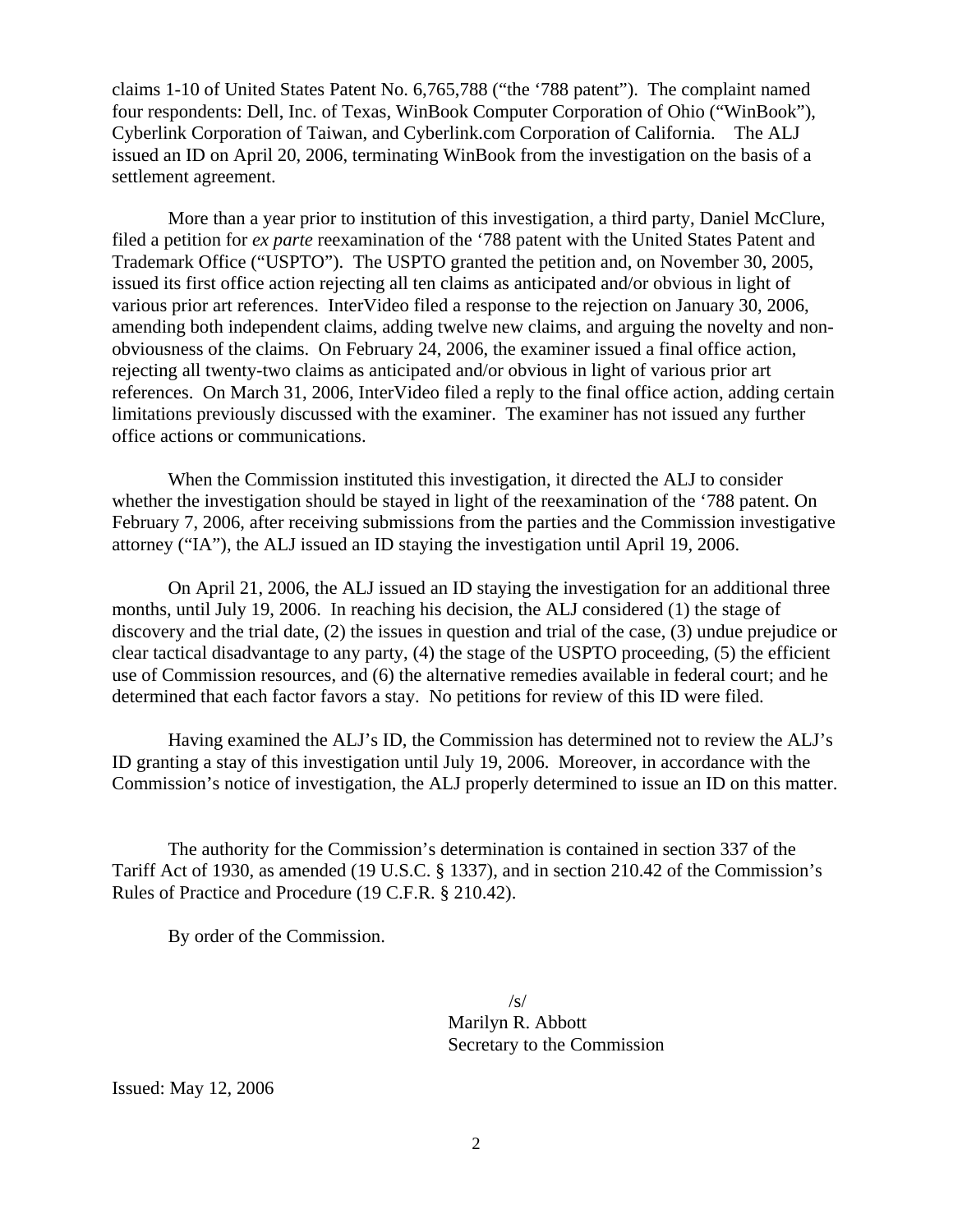claims 1-10 of United States Patent No. 6,765,788 ("the '788 patent"). The complaint named four respondents: Dell, Inc. of Texas, WinBook Computer Corporation of Ohio ("WinBook"), Cyberlink Corporation of Taiwan, and Cyberlink.com Corporation of California. The ALJ issued an ID on April 20, 2006, terminating WinBook from the investigation on the basis of a settlement agreement.

More than a year prior to institution of this investigation, a third party, Daniel McClure, filed a petition for *ex parte* reexamination of the '788 patent with the United States Patent and Trademark Office ("USPTO"). The USPTO granted the petition and, on November 30, 2005, issued its first office action rejecting all ten claims as anticipated and/or obvious in light of various prior art references. InterVideo filed a response to the rejection on January 30, 2006, amending both independent claims, adding twelve new claims, and arguing the novelty and non-obviousness of the claims. On February 24, 2006, the examiner issued a final office action, rejecting all twenty-two claims as anticipated and/or obvious in light of various prior art references. On March 31, 2006, InterVideo filed a reply to the final office action, adding certain limitations previously discussed with the examiner. The examiner has not issued any further office actions or communications.

When the Commission instituted this investigation, it directed the ALJ to consider whether the investigation should be stayed in light of the reexamination of the '788 patent. On February 7, 2006, after receiving submissions from the parties and the Commission investigative attorney ("IA"), the ALJ issued an ID staying the investigation until April 19, 2006.

On April 21, 2006, the ALJ issued an ID staying the investigation for an additional three months, until July 19, 2006. In reaching his decision, the ALJ considered (1) the stage of discovery and the trial date, (2) the issues in question and trial of the case, (3) undue prejudice or clear tactical disadvantage to any party, (4) the stage of the USPTO proceeding, (5) the efficient use of Commission resources, and (6) the alternative remedies available in federal court; and he determined that each factor favors a stay. No petitions for review of this ID were filed.

Having examined the ALJ's ID, the Commission has determined not to review the ALJ's ID granting a stay of this investigation until July 19, 2006. Moreover, in accordance with the Commission's notice of investigation, the ALJ properly determined to issue an ID on this matter.

The authority for the Commission's determination is contained in section 337 of the Tariff Act of 1930, as amended (19 U.S.C. § 1337), and in section 210.42 of the Commission's Rules of Practice and Procedure (19 C.F.R. § 210.42).

By order of the Commission.

/s/
Marilyn R. Abbott
Secretary to the Commission

Issued: May 12, 2006